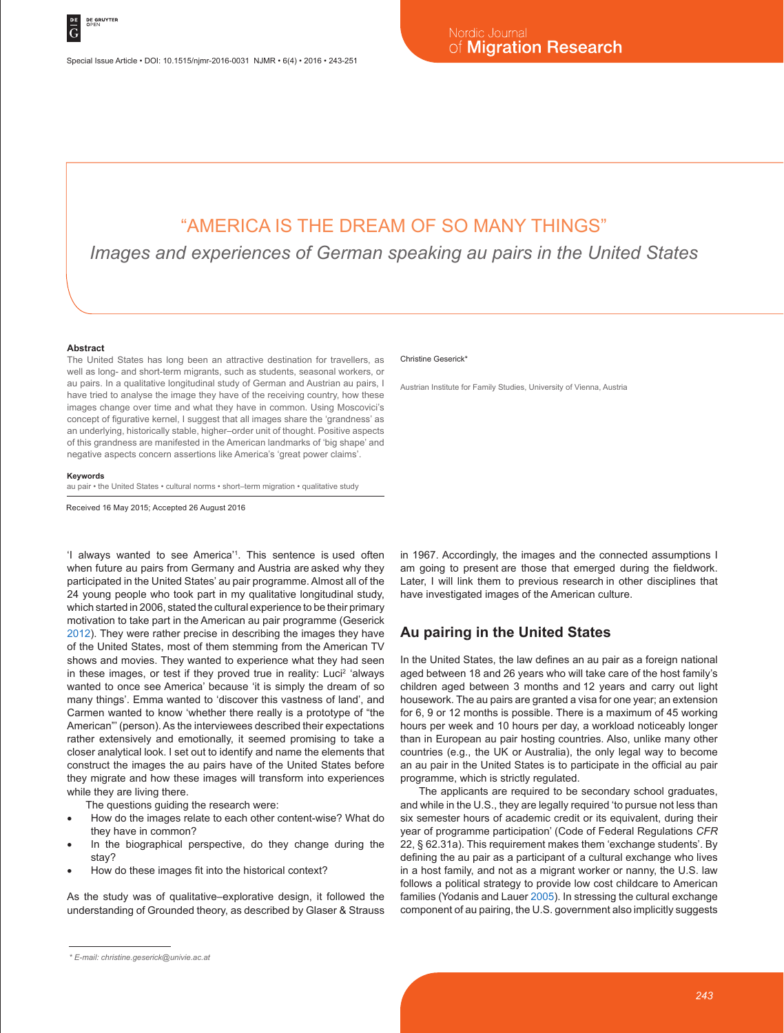# "AMERICA IS THE DREAM OF SO MANY THINGS"

*Images and experiences of German speaking au pairs in the United States*

Christine Geserick*

Austrian Institute for Family Studies, University of Vienna, Austria

**Abstract**

The United States has long been an attractive destination for travellers, as well as long- and short-term migrants, such as students, seasonal workers, or au pairs. In a qualitative longitudinal study of German and Austrian au pairs, I have tried to analyse the image they have of the receiving country, how these images change over time and what they have in common. Using Moscovici's concept of figurative kernel, I suggest that all images share the 'grandness' as an underlying, historically stable, higher–order unit of thought. Positive aspects of this grandness are manifested in the American landmarks of 'big shape' and negative aspects concern assertions like America's 'great power claims'.

**Keywords**

au pair • the United States • cultural norms • short–term migration • qualitative study

Received 16 May 2015; Accepted 26 August 2016

'I always wanted to see America'[1]. This sentence is used often when future au pairs from Germany and Austria are asked why they participated in the United States' au pair programme. Almost all of the 24 young people who took part in my qualitative longitudinal study, which started in 2006, stated the cultural experience to be their primary motivation to take part in the American au pair programme (Geserick 2012). They were rather precise in describing the images they have of the United States, most of them stemming from the American TV shows and movies. They wanted to experience what they had seen in these images, or test if they proved true in reality: Luci[2] 'always wanted to once see America' because 'it is simply the dream of so many things'. Emma wanted to 'discover this vastness of land', and Carmen wanted to know 'whether there really is a prototype of "the American"' (person). As the interviewees described their expectations rather extensively and emotionally, it seemed promising to take a closer analytical look. I set out to identify and name the elements that construct the images the au pairs have of the United States before they migrate and how these images will transform into experiences while they are living there.

The questions guiding the research were:

- How do the images relate to each other content-wise? What do they have in common?
- In the biographical perspective, do they change during the stay?
- How do these images fit into the historical context?

As the study was of qualitative–explorative design, it followed the understanding of Grounded theory, as described by Glaser & Strauss in 1967. Accordingly, the images and the connected assumptions I am going to present are those that emerged during the fieldwork. Later, I will link them to previous research in other disciplines that have investigated images of the American culture.

## Au pairing in the United States

In the United States, the law defines an au pair as a foreign national aged between 18 and 26 years who will take care of the host family's children aged between 3 months and 12 years and carry out light housework. The au pairs are granted a visa for one year; an extension for 6, 9 or 12 months is possible. There is a maximum of 45 working hours per week and 10 hours per day, a workload noticeably longer than in European au pair hosting countries. Also, unlike many other countries (e.g., the UK or Australia), the only legal way to become an au pair in the United States is to participate in the official au pair programme, which is strictly regulated.

The applicants are required to be secondary school graduates, and while in the U.S., they are legally required 'to pursue not less than six semester hours of academic credit or its equivalent, during their year of programme participation' (Code of Federal Regulations *CFR* 22, § 62.31a). This requirement makes them 'exchange students'. By defining the au pair as a participant of a cultural exchange who lives in a host family, and not as a migrant worker or nanny, the U.S. law follows a political strategy to provide low cost childcare to American families (Yodanis and Lauer 2005). In stressing the cultural exchange component of au pairing, the U.S. government also implicitly suggests

\* E-mail: christine.geserick@univie.ac.at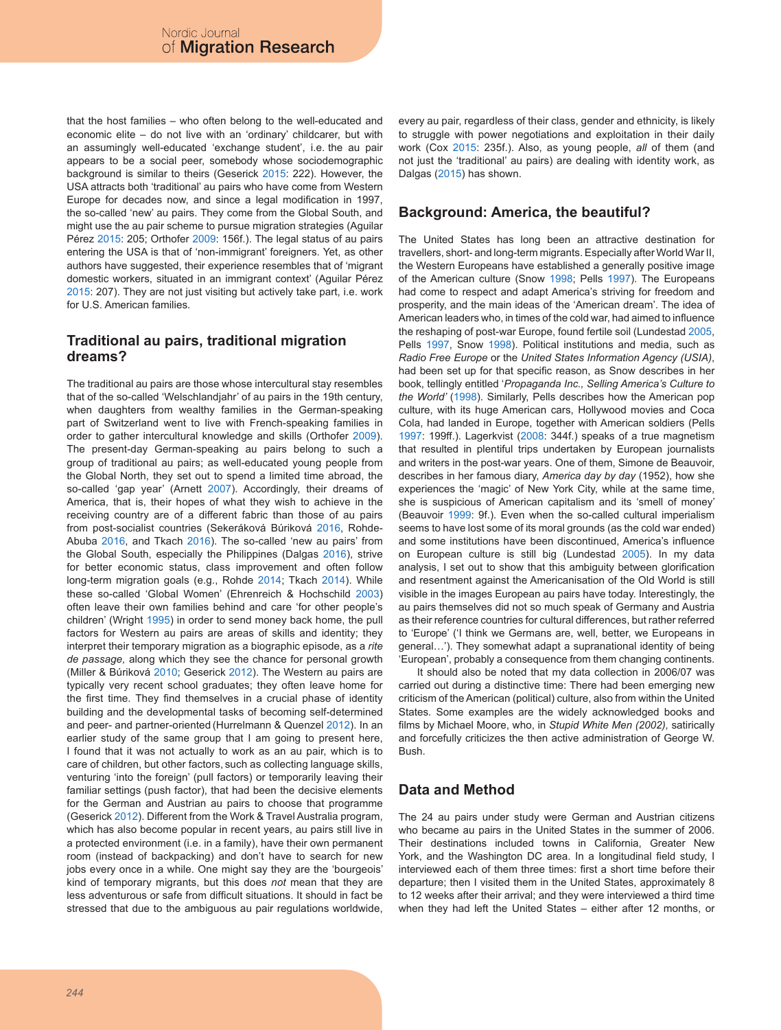that the host families – who often belong to the well-educated and economic elite – do not live with an 'ordinary' childcarer, but with an assumingly well-educated 'exchange student', i.e. the au pair appears to be a social peer, somebody whose sociodemographic background is similar to theirs (Geserick 2015: 222). However, the USA attracts both 'traditional' au pairs who have come from Western Europe for decades now, and since a legal modification in 1997, the so-called 'new' au pairs. They come from the Global South, and might use the au pair scheme to pursue migration strategies (Aguilar Pérez 2015: 205; Orthofer 2009: 156f.). The legal status of au pairs entering the USA is that of 'non-immigrant' foreigners. Yet, as other authors have suggested, their experience resembles that of 'migrant domestic workers, situated in an immigrant context' (Aguilar Pérez 2015: 207). They are not just visiting but actively take part, i.e. work for U.S. American families.

## Traditional au pairs, traditional migration dreams?

The traditional au pairs are those whose intercultural stay resembles that of the so-called 'Welschlandjahr' of au pairs in the 19th century, when daughters from wealthy families in the German-speaking part of Switzerland went to live with French-speaking families in order to gather intercultural knowledge and skills (Orthofer 2009). The present-day German-speaking au pairs belong to such a group of traditional au pairs; as well-educated young people from the Global North, they set out to spend a limited time abroad, the so-called 'gap year' (Arnett 2007). Accordingly, their dreams of America, that is, their hopes of what they wish to achieve in the receiving country are of a different fabric than those of au pairs from post-socialist countries (Sekeráková Búriková 2016, Rohde-Abuba 2016, and Tkach 2016). The so-called 'new au pairs' from the Global South, especially the Philippines (Dalgas 2016), strive for better economic status, class improvement and often follow long-term migration goals (e.g., Rohde 2014; Tkach 2014). While these so-called 'Global Women' (Ehrenreich & Hochschild 2003) often leave their own families behind and care 'for other people's children' (Wright 1995) in order to send money back home, the pull factors for Western au pairs are areas of skills and identity; they interpret their temporary migration as a biographic episode, as a *rite de passage,* along which they see the chance for personal growth (Miller & Búriková 2010; Geserick 2012). The Western au pairs are typically very recent school graduates; they often leave home for the first time. They find themselves in a crucial phase of identity building and the developmental tasks of becoming self-determined and peer- and partner-oriented (Hurrelmann & Quenzel 2012). In an earlier study of the same group that I am going to present here, I found that it was not actually to work as an au pair, which is to care of children, but other factors, such as collecting language skills, venturing 'into the foreign' (pull factors) or temporarily leaving their familiar settings (push factor), that had been the decisive elements for the German and Austrian au pairs to choose that programme (Geserick 2012). Different from the Work & Travel Australia program, which has also become popular in recent years, au pairs still live in a protected environment (i.e. in a family), have their own permanent room (instead of backpacking) and don't have to search for new jobs every once in a while. One might say they are the 'bourgeois' kind of temporary migrants, but this does *not* mean that they are less adventurous or safe from difficult situations. It should in fact be stressed that due to the ambiguous au pair regulations worldwide, every au pair, regardless of their class, gender and ethnicity, is likely to struggle with power negotiations and exploitation in their daily work (Cox 2015: 235f.). Also, as young people, *all* of them (and not just the 'traditional' au pairs) are dealing with identity work, as Dalgas (2015) has shown.

## Background: America, the beautiful?

The United States has long been an attractive destination for travellers, short- and long-term migrants. Especially after World War II, the Western Europeans have established a generally positive image of the American culture (Snow 1998; Pells 1997). The Europeans had come to respect and adapt America's striving for freedom and prosperity, and the main ideas of the 'American dream'. The idea of American leaders who, in times of the cold war, had aimed to influence the reshaping of post-war Europe, found fertile soil (Lundestad 2005, Pells 1997, Snow 1998). Political institutions and media, such as *Radio Free Europe* or the *United States Information Agency (USIA)*, had been set up for that specific reason, as Snow describes in her book, tellingly entitled '*Propaganda Inc., Selling America's Culture to the World'* (1998). Similarly, Pells describes how the American pop culture, with its huge American cars, Hollywood movies and Coca Cola, had landed in Europe, together with American soldiers (Pells 1997: 199ff.). Lagerkvist (2008: 344f.) speaks of a true magnetism that resulted in plentiful trips undertaken by European journalists and writers in the post-war years. One of them, Simone de Beauvoir, describes in her famous diary, *America day by day* (1952), how she experiences the 'magic' of New York City, while at the same time, she is suspicious of American capitalism and its 'smell of money' (Beauvoir 1999: 9f.). Even when the so-called cultural imperialism seems to have lost some of its moral grounds (as the cold war ended) and some institutions have been discontinued, America's influence on European culture is still big (Lundestad 2005). In my data analysis, I set out to show that this ambiguity between glorification and resentment against the Americanisation of the Old World is still visible in the images European au pairs have today. Interestingly, the au pairs themselves did not so much speak of Germany and Austria as their reference countries for cultural differences, but rather referred to 'Europe' ('I think we Germans are, well, better, we Europeans in general…'). They somewhat adapt a supranational identity of being 'European', probably a consequence from them changing continents.

It should also be noted that my data collection in 2006/07 was carried out during a distinctive time: There had been emerging new criticism of the American (political) culture, also from within the United States. Some examples are the widely acknowledged books and films by Michael Moore, who, in *Stupid White Men (2002),* satirically and forcefully criticizes the then active administration of George W. Bush.

## Data and Method

The 24 au pairs under study were German and Austrian citizens who became au pairs in the United States in the summer of 2006. Their destinations included towns in California, Greater New York, and the Washington DC area. In a longitudinal field study, I interviewed each of them three times: first a short time before their departure; then I visited them in the United States, approximately 8 to 12 weeks after their arrival; and they were interviewed a third time when they had left the United States – either after 12 months, or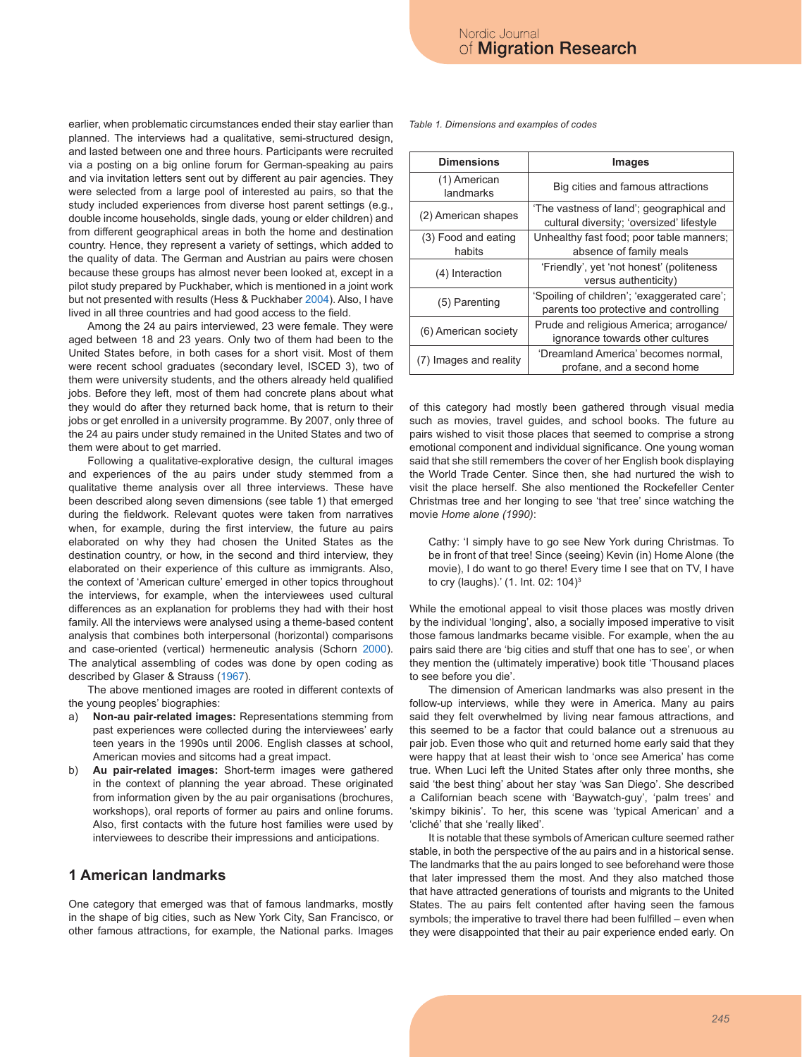earlier, when problematic circumstances ended their stay earlier than planned. The interviews had a qualitative, semi-structured design, and lasted between one and three hours. Participants were recruited via a posting on a big online forum for German-speaking au pairs and via invitation letters sent out by different au pair agencies. They were selected from a large pool of interested au pairs, so that the study included experiences from diverse host parent settings (e.g., double income households, single dads, young or elder children) and from different geographical areas in both the home and destination country. Hence, they represent a variety of settings, which added to the quality of data. The German and Austrian au pairs were chosen because these groups has almost never been looked at, except in a pilot study prepared by Puckhaber, which is mentioned in a joint work but not presented with results (Hess & Puckhaber 2004). Also, I have lived in all three countries and had good access to the field.

Among the 24 au pairs interviewed, 23 were female. They were aged between 18 and 23 years. Only two of them had been to the United States before, in both cases for a short visit. Most of them were recent school graduates (secondary level, ISCED 3), two of them were university students, and the others already held qualified jobs. Before they left, most of them had concrete plans about what they would do after they returned back home, that is return to their jobs or get enrolled in a university programme. By 2007, only three of the 24 au pairs under study remained in the United States and two of them were about to get married.

Following a qualitative-explorative design, the cultural images and experiences of the au pairs under study stemmed from a qualitative theme analysis over all three interviews. These have been described along seven dimensions (see table 1) that emerged during the fieldwork. Relevant quotes were taken from narratives when, for example, during the first interview, the future au pairs elaborated on why they had chosen the United States as the destination country, or how, in the second and third interview, they elaborated on their experience of this culture as immigrants. Also, the context of 'American culture' emerged in other topics throughout the interviews, for example, when the interviewees used cultural differences as an explanation for problems they had with their host family. All the interviews were analysed using a theme-based content analysis that combines both interpersonal (horizontal) comparisons and case-oriented (vertical) hermeneutic analysis (Schorn 2000). The analytical assembling of codes was done by open coding as described by Glaser & Strauss (1967).

The above mentioned images are rooted in different contexts of the young peoples' biographies:

a) **Non-au pair-related images:** Representations stemming from past experiences were collected during the interviewees' early teen years in the 1990s until 2006. English classes at school, American movies and sitcoms had a great impact.

b) **Au pair-related images:** Short-term images were gathered in the context of planning the year abroad. These originated from information given by the au pair organisations (brochures, workshops), oral reports of former au pairs and online forums. Also, first contacts with the future host families were used by interviewees to describe their impressions and anticipations.

*Table 1. Dimensions and examples of codes*

| Dimensions | Images |
|---|---|
| (1) American landmarks | Big cities and famous attractions |
| (2) American shapes | 'The vastness of land'; geographical and cultural diversity; 'oversized' lifestyle |
| (3) Food and eating habits | Unhealthy fast food; poor table manners; absence of family meals |
| (4) Interaction | 'Friendly', yet 'not honest' (politeness versus authenticity) |
| (5) Parenting | 'Spoiling of children'; 'exaggerated care'; parents too protective and controlling |
| (6) American society | Prude and religious America; arrogance/ ignorance towards other cultures |
| (7) Images and reality | 'Dreamland America' becomes normal, profane, and a second home |

## 1 American landmarks

One category that emerged was that of famous landmarks, mostly in the shape of big cities, such as New York City, San Francisco, or other famous attractions, for example, the National parks. Images of this category had mostly been gathered through visual media such as movies, travel guides, and school books. The future au pairs wished to visit those places that seemed to comprise a strong emotional component and individual significance. One young woman said that she still remembers the cover of her English book displaying the World Trade Center. Since then, she had nurtured the wish to visit the place herself. She also mentioned the Rockefeller Center Christmas tree and her longing to see 'that tree' since watching the movie *Home alone (1990)*:

> Cathy: 'I simply have to go see New York during Christmas. To be in front of that tree! Since (seeing) Kevin (in) Home Alone (the movie), I do want to go there! Every time I see that on TV, I have to cry (laughs).' (1. Int. 02: 104)[3]

While the emotional appeal to visit those places was mostly driven by the individual 'longing', also, a socially imposed imperative to visit those famous landmarks became visible. For example, when the au pairs said there are 'big cities and stuff that one has to see', or when they mention the (ultimately imperative) book title 'Thousand places to see before you die'.

The dimension of American landmarks was also present in the follow-up interviews, while they were in America. Many au pairs said they felt overwhelmed by living near famous attractions, and this seemed to be a factor that could balance out a strenuous au pair job. Even those who quit and returned home early said that they were happy that at least their wish to 'once see America' has come true. When Luci left the United States after only three months, she said 'the best thing' about her stay 'was San Diego'. She described a Californian beach scene with 'Baywatch-guy', 'palm trees' and 'skimpy bikinis'. To her, this scene was 'typical American' and a 'cliché' that she 'really liked'.

It is notable that these symbols of American culture seemed rather stable, in both the perspective of the au pairs and in a historical sense. The landmarks that the au pairs longed to see beforehand were those that later impressed them the most. And they also matched those that have attracted generations of tourists and migrants to the United States. The au pairs felt contented after having seen the famous symbols; the imperative to travel there had been fulfilled – even when they were disappointed that their au pair experience ended early. On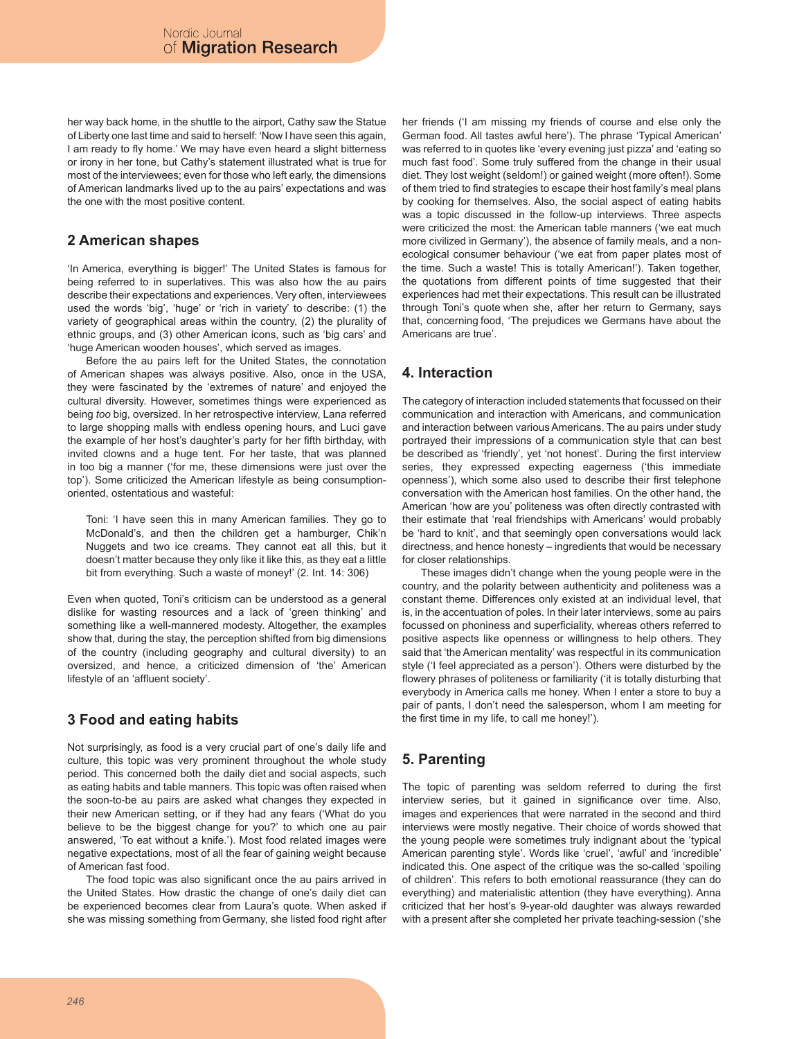her way back home, in the shuttle to the airport, Cathy saw the Statue of Liberty one last time and said to herself: 'Now I have seen this again, I am ready to fly home.' We may have even heard a slight bitterness or irony in her tone, but Cathy's statement illustrated what is true for most of the interviewees; even for those who left early, the dimensions of American landmarks lived up to the au pairs' expectations and was the one with the most positive content.

## 2 American shapes

'In America, everything is bigger!' The United States is famous for being referred to in superlatives. This was also how the au pairs describe their expectations and experiences. Very often, interviewees used the words 'big', 'huge' or 'rich in variety' to describe: (1) the variety of geographical areas within the country, (2) the plurality of ethnic groups, and (3) other American icons, such as 'big cars' and 'huge American wooden houses', which served as images.

Before the au pairs left for the United States, the connotation of American shapes was always positive. Also, once in the USA, they were fascinated by the 'extremes of nature' and enjoyed the cultural diversity. However, sometimes things were experienced as being *too* big, oversized. In her retrospective interview, Lana referred to large shopping malls with endless opening hours, and Luci gave the example of her host's daughter's party for her fifth birthday, with invited clowns and a huge tent. For her taste, that was planned in too big a manner ('for me, these dimensions were just over the top'). Some criticized the American lifestyle as being consumption-oriented, ostentatious and wasteful:

> Toni: 'I have seen this in many American families. They go to McDonald's, and then the children get a hamburger, Chik'n Nuggets and two ice creams. They cannot eat all this, but it doesn't matter because they only like it like this, as they eat a little bit from everything. Such a waste of money!' (2. Int. 14: 306)

Even when quoted, Toni's criticism can be understood as a general dislike for wasting resources and a lack of 'green thinking' and something like a well-mannered modesty. Altogether, the examples show that, during the stay, the perception shifted from big dimensions of the country (including geography and cultural diversity) to an oversized, and hence, a criticized dimension of 'the' American lifestyle of an 'affluent society'.

## 3 Food and eating habits

Not surprisingly, as food is a very crucial part of one's daily life and culture, this topic was very prominent throughout the whole study period. This concerned both the daily diet and social aspects, such as eating habits and table manners. This topic was often raised when the soon-to-be au pairs are asked what changes they expected in their new American setting, or if they had any fears ('What do you believe to be the biggest change for you?' to which one au pair answered, 'To eat without a knife.'). Most food related images were negative expectations, most of all the fear of gaining weight because of American fast food.

The food topic was also significant once the au pairs arrived in the United States. How drastic the change of one's daily diet can be experienced becomes clear from Laura's quote. When asked if she was missing something from Germany, she listed food right after her friends ('I am missing my friends of course and else only the German food. All tastes awful here'). The phrase 'Typical American' was referred to in quotes like 'every evening just pizza' and 'eating so much fast food'. Some truly suffered from the change in their usual diet. They lost weight (seldom!) or gained weight (more often!). Some of them tried to find strategies to escape their host family's meal plans by cooking for themselves. Also, the social aspect of eating habits was a topic discussed in the follow-up interviews. Three aspects were criticized the most: the American table manners ('we eat much more civilized in Germany'), the absence of family meals, and a non-ecological consumer behaviour ('we eat from paper plates most of the time. Such a waste! This is totally American!'). Taken together, the quotations from different points of time suggested that their experiences had met their expectations. This result can be illustrated through Toni's quote when she, after her return to Germany, says that, concerning food, 'The prejudices we Germans have about the Americans are true'.

## 4. Interaction

The category of interaction included statements that focussed on their communication and interaction with Americans, and communication and interaction between various Americans. The au pairs under study portrayed their impressions of a communication style that can best be described as 'friendly', yet 'not honest'. During the first interview series, they expressed expecting eagerness ('this immediate openness'), which some also used to describe their first telephone conversation with the American host families. On the other hand, the American 'how are you' politeness was often directly contrasted with their estimate that 'real friendships with Americans' would probably be 'hard to knit', and that seemingly open conversations would lack directness, and hence honesty – ingredients that would be necessary for closer relationships.

These images didn't change when the young people were in the country, and the polarity between authenticity and politeness was a constant theme. Differences only existed at an individual level, that is, in the accentuation of poles. In their later interviews, some au pairs focussed on phoniness and superficiality, whereas others referred to positive aspects like openness or willingness to help others. They said that 'the American mentality' was respectful in its communication style ('I feel appreciated as a person'). Others were disturbed by the flowery phrases of politeness or familiarity ('it is totally disturbing that everybody in America calls me honey. When I enter a store to buy a pair of pants, I don't need the salesperson, whom I am meeting for the first time in my life, to call me honey!').

## 5. Parenting

The topic of parenting was seldom referred to during the first interview series, but it gained in significance over time. Also, images and experiences that were narrated in the second and third interviews were mostly negative. Their choice of words showed that the young people were sometimes truly indignant about the 'typical American parenting style'. Words like 'cruel', 'awful' and 'incredible' indicated this. One aspect of the critique was the so-called 'spoiling of children'. This refers to both emotional reassurance (they can do everything) and materialistic attention (they have everything). Anna criticized that her host's 9-year-old daughter was always rewarded with a present after she completed her private teaching-session ('she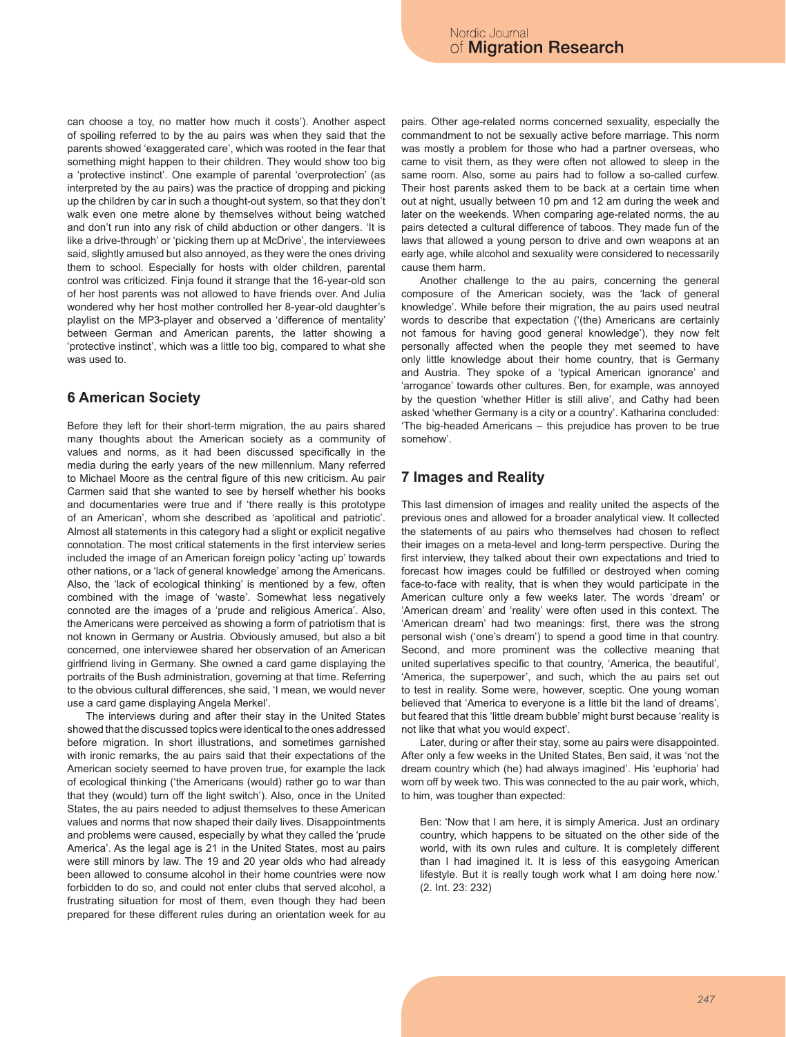can choose a toy, no matter how much it costs'). Another aspect of spoiling referred to by the au pairs was when they said that the parents showed 'exaggerated care', which was rooted in the fear that something might happen to their children. They would show too big a 'protective instinct'. One example of parental 'overprotection' (as interpreted by the au pairs) was the practice of dropping and picking up the children by car in such a thought-out system, so that they don't walk even one metre alone by themselves without being watched and don't run into any risk of child abduction or other dangers. 'It is like a drive-through' or 'picking them up at McDrive', the interviewees said, slightly amused but also annoyed, as they were the ones driving them to school. Especially for hosts with older children, parental control was criticized. Finja found it strange that the 16-year-old son of her host parents was not allowed to have friends over. And Julia wondered why her host mother controlled her 8-year-old daughter's playlist on the MP3-player and observed a 'difference of mentality' between German and American parents, the latter showing a 'protective instinct', which was a little too big, compared to what she was used to.

## 6 American Society

Before they left for their short-term migration, the au pairs shared many thoughts about the American society as a community of values and norms, as it had been discussed specifically in the media during the early years of the new millennium. Many referred to Michael Moore as the central figure of this new criticism. Au pair Carmen said that she wanted to see by herself whether his books and documentaries were true and if 'there really is this prototype of an American', whom she described as 'apolitical and patriotic'. Almost all statements in this category had a slight or explicit negative connotation. The most critical statements in the first interview series included the image of an American foreign policy 'acting up' towards other nations, or a 'lack of general knowledge' among the Americans. Also, the 'lack of ecological thinking' is mentioned by a few, often combined with the image of 'waste'. Somewhat less negatively connoted are the images of a 'prude and religious America'. Also, the Americans were perceived as showing a form of patriotism that is not known in Germany or Austria. Obviously amused, but also a bit concerned, one interviewee shared her observation of an American girlfriend living in Germany. She owned a card game displaying the portraits of the Bush administration, governing at that time. Referring to the obvious cultural differences, she said, 'I mean, we would never use a card game displaying Angela Merkel'.

The interviews during and after their stay in the United States showed that the discussed topics were identical to the ones addressed before migration. In short illustrations, and sometimes garnished with ironic remarks, the au pairs said that their expectations of the American society seemed to have proven true, for example the lack of ecological thinking ('the Americans (would) rather go to war than that they (would) turn off the light switch'). Also, once in the United States, the au pairs needed to adjust themselves to these American values and norms that now shaped their daily lives. Disappointments and problems were caused, especially by what they called the 'prude America'. As the legal age is 21 in the United States, most au pairs were still minors by law. The 19 and 20 year olds who had already been allowed to consume alcohol in their home countries were now forbidden to do so, and could not enter clubs that served alcohol, a frustrating situation for most of them, even though they had been prepared for these different rules during an orientation week for au pairs. Other age-related norms concerned sexuality, especially the commandment to not be sexually active before marriage. This norm was mostly a problem for those who had a partner overseas, who came to visit them, as they were often not allowed to sleep in the same room. Also, some au pairs had to follow a so-called curfew. Their host parents asked them to be back at a certain time when out at night, usually between 10 pm and 12 am during the week and later on the weekends. When comparing age-related norms, the au pairs detected a cultural difference of taboos. They made fun of the laws that allowed a young person to drive and own weapons at an early age, while alcohol and sexuality were considered to necessarily cause them harm.

Another challenge to the au pairs, concerning the general composure of the American society, was the 'lack of general knowledge'. While before their migration, the au pairs used neutral words to describe that expectation ('(the) Americans are certainly not famous for having good general knowledge'), they now felt personally affected when the people they met seemed to have only little knowledge about their home country, that is Germany and Austria. They spoke of a 'typical American ignorance' and 'arrogance' towards other cultures. Ben, for example, was annoyed by the question 'whether Hitler is still alive', and Cathy had been asked 'whether Germany is a city or a country'. Katharina concluded: 'The big-headed Americans – this prejudice has proven to be true somehow'.

## 7 Images and Reality

This last dimension of images and reality united the aspects of the previous ones and allowed for a broader analytical view. It collected the statements of au pairs who themselves had chosen to reflect their images on a meta-level and long-term perspective. During the first interview, they talked about their own expectations and tried to forecast how images could be fulfilled or destroyed when coming face-to-face with reality, that is when they would participate in the American culture only a few weeks later. The words 'dream' or 'American dream' and 'reality' were often used in this context. The 'American dream' had two meanings: first, there was the strong personal wish ('one's dream') to spend a good time in that country. Second, and more prominent was the collective meaning that united superlatives specific to that country, 'America, the beautiful', 'America, the superpower', and such, which the au pairs set out to test in reality. Some were, however, sceptic. One young woman believed that 'America to everyone is a little bit the land of dreams', but feared that this 'little dream bubble' might burst because 'reality is not like that what you would expect'.

Later, during or after their stay, some au pairs were disappointed. After only a few weeks in the United States, Ben said, it was 'not the dream country which (he) had always imagined'. His 'euphoria' had worn off by week two. This was connected to the au pair work, which, to him, was tougher than expected:

> Ben: 'Now that I am here, it is simply America. Just an ordinary country, which happens to be situated on the other side of the world, with its own rules and culture. It is completely different than I had imagined it. It is less of this easygoing American lifestyle. But it is really tough work what I am doing here now.' (2. Int. 23: 232)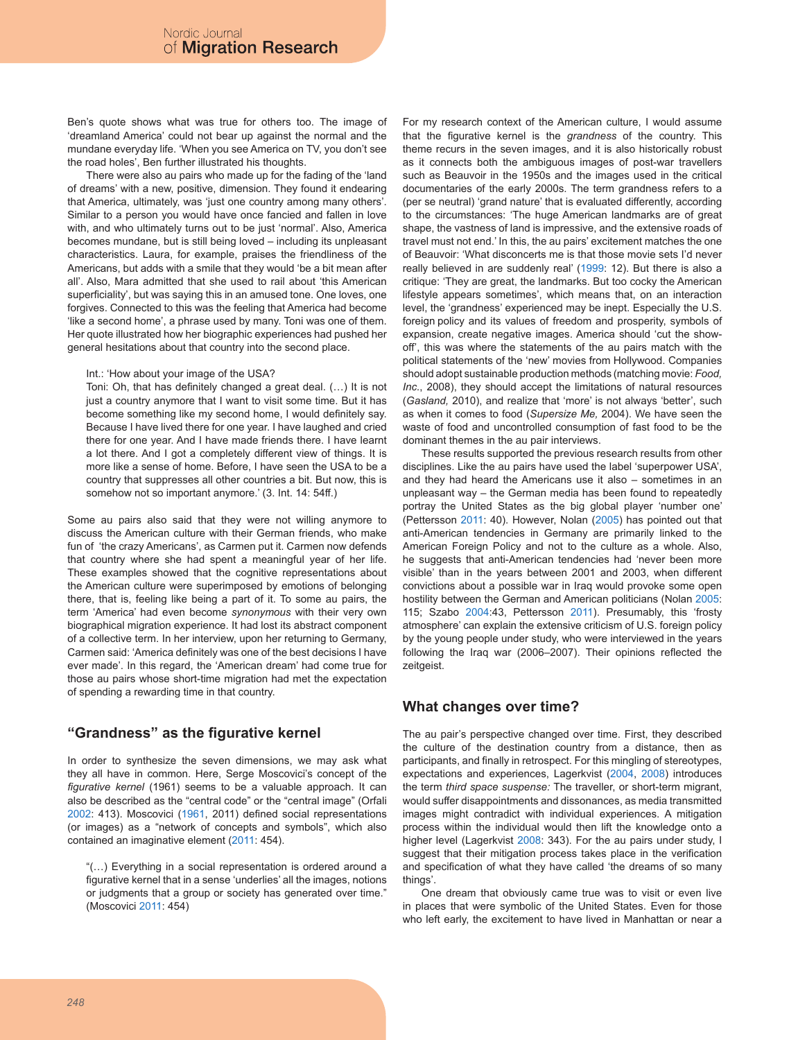Ben's quote shows what was true for others too. The image of 'dreamland America' could not bear up against the normal and the mundane everyday life. 'When you see America on TV, you don't see the road holes', Ben further illustrated his thoughts.

There were also au pairs who made up for the fading of the 'land of dreams' with a new, positive, dimension. They found it endearing that America, ultimately, was 'just one country among many others'. Similar to a person you would have once fancied and fallen in love with, and who ultimately turns out to be just 'normal'. Also, America becomes mundane, but is still being loved – including its unpleasant characteristics. Laura, for example, praises the friendliness of the Americans, but adds with a smile that they would 'be a bit mean after all'. Also, Mara admitted that she used to rail about 'this American superficiality', but was saying this in an amused tone. One loves, one forgives. Connected to this was the feeling that America had become 'like a second home', a phrase used by many. Toni was one of them. Her quote illustrated how her biographic experiences had pushed her general hesitations about that country into the second place.

> Int.: 'How about your image of the USA?
>
> Toni: Oh, that has definitely changed a great deal. (…) It is not just a country anymore that I want to visit some time. But it has become something like my second home, I would definitely say. Because I have lived there for one year. I have laughed and cried there for one year. And I have made friends there. I have learnt a lot there. And I got a completely different view of things. It is more like a sense of home. Before, I have seen the USA to be a country that suppresses all other countries a bit. But now, this is somehow not so important anymore.' (3. Int. 14: 54ff.)

Some au pairs also said that they were not willing anymore to discuss the American culture with their German friends, who make fun of 'the crazy Americans', as Carmen put it. Carmen now defends that country where she had spent a meaningful year of her life. These examples showed that the cognitive representations about the American culture were superimposed by emotions of belonging there, that is, feeling like being a part of it. To some au pairs, the term 'America' had even become *synonymous* with their very own biographical migration experience. It had lost its abstract component of a collective term. In her interview, upon her returning to Germany, Carmen said: 'America definitely was one of the best decisions I have ever made'. In this regard, the 'American dream' had come true for those au pairs whose short-time migration had met the expectation of spending a rewarding time in that country.

## "Grandness" as the figurative kernel

In order to synthesize the seven dimensions, we may ask what they all have in common. Here, Serge Moscovici's concept of the *figurative kernel* (1961) seems to be a valuable approach. It can also be described as the "central code" or the "central image" (Orfali 2002: 413). Moscovici (1961, 2011) defined social representations (or images) as a "network of concepts and symbols", which also contained an imaginative element (2011: 454).

> "(…) Everything in a social representation is ordered around a figurative kernel that in a sense 'underlies' all the images, notions or judgments that a group or society has generated over time." (Moscovici 2011: 454)

For my research context of the American culture, I would assume that the figurative kernel is the *grandness* of the country. This theme recurs in the seven images, and it is also historically robust as it connects both the ambiguous images of post-war travellers such as Beauvoir in the 1950s and the images used in the critical documentaries of the early 2000s. The term grandness refers to a (per se neutral) 'grand nature' that is evaluated differently, according to the circumstances: 'The huge American landmarks are of great shape, the vastness of land is impressive, and the extensive roads of travel must not end.' In this, the au pairs' excitement matches the one of Beauvoir: 'What disconcerts me is that those movie sets I'd never really believed in are suddenly real' (1999: 12). But there is also a critique: 'They are great, the landmarks. But too cocky the American lifestyle appears sometimes', which means that, on an interaction level, the 'grandness' experienced may be inept. Especially the U.S. foreign policy and its values of freedom and prosperity, symbols of expansion, create negative images. America should 'cut the show-off', this was where the statements of the au pairs match with the political statements of the 'new' movies from Hollywood. Companies should adopt sustainable production methods (matching movie: *Food, Inc.*, 2008), they should accept the limitations of natural resources (*Gasland,* 2010), and realize that 'more' is not always 'better', such as when it comes to food (*Supersize Me,* 2004). We have seen the waste of food and uncontrolled consumption of fast food to be the dominant themes in the au pair interviews.

These results supported the previous research results from other disciplines. Like the au pairs have used the label 'superpower USA', and they had heard the Americans use it also – sometimes in an unpleasant way – the German media has been found to repeatedly portray the United States as the big global player 'number one' (Pettersson 2011: 40). However, Nolan (2005) has pointed out that anti-American tendencies in Germany are primarily linked to the American Foreign Policy and not to the culture as a whole. Also, he suggests that anti-American tendencies had 'never been more visible' than in the years between 2001 and 2003, when different convictions about a possible war in Iraq would provoke some open hostility between the German and American politicians (Nolan 2005: 115; Szabo 2004:43, Pettersson 2011). Presumably, this 'frosty atmosphere' can explain the extensive criticism of U.S. foreign policy by the young people under study, who were interviewed in the years following the Iraq war (2006–2007). Their opinions reflected the zeitgeist.

## What changes over time?

The au pair's perspective changed over time. First, they described the culture of the destination country from a distance, then as participants, and finally in retrospect. For this mingling of stereotypes, expectations and experiences, Lagerkvist (2004, 2008) introduces the term *third space suspense:* The traveller, or short-term migrant, would suffer disappointments and dissonances, as media transmitted images might contradict with individual experiences. A mitigation process within the individual would then lift the knowledge onto a higher level (Lagerkvist 2008: 343). For the au pairs under study, I suggest that their mitigation process takes place in the verification and specification of what they have called 'the dreams of so many things'.

One dream that obviously came true was to visit or even live in places that were symbolic of the United States. Even for those who left early, the excitement to have lived in Manhattan or near a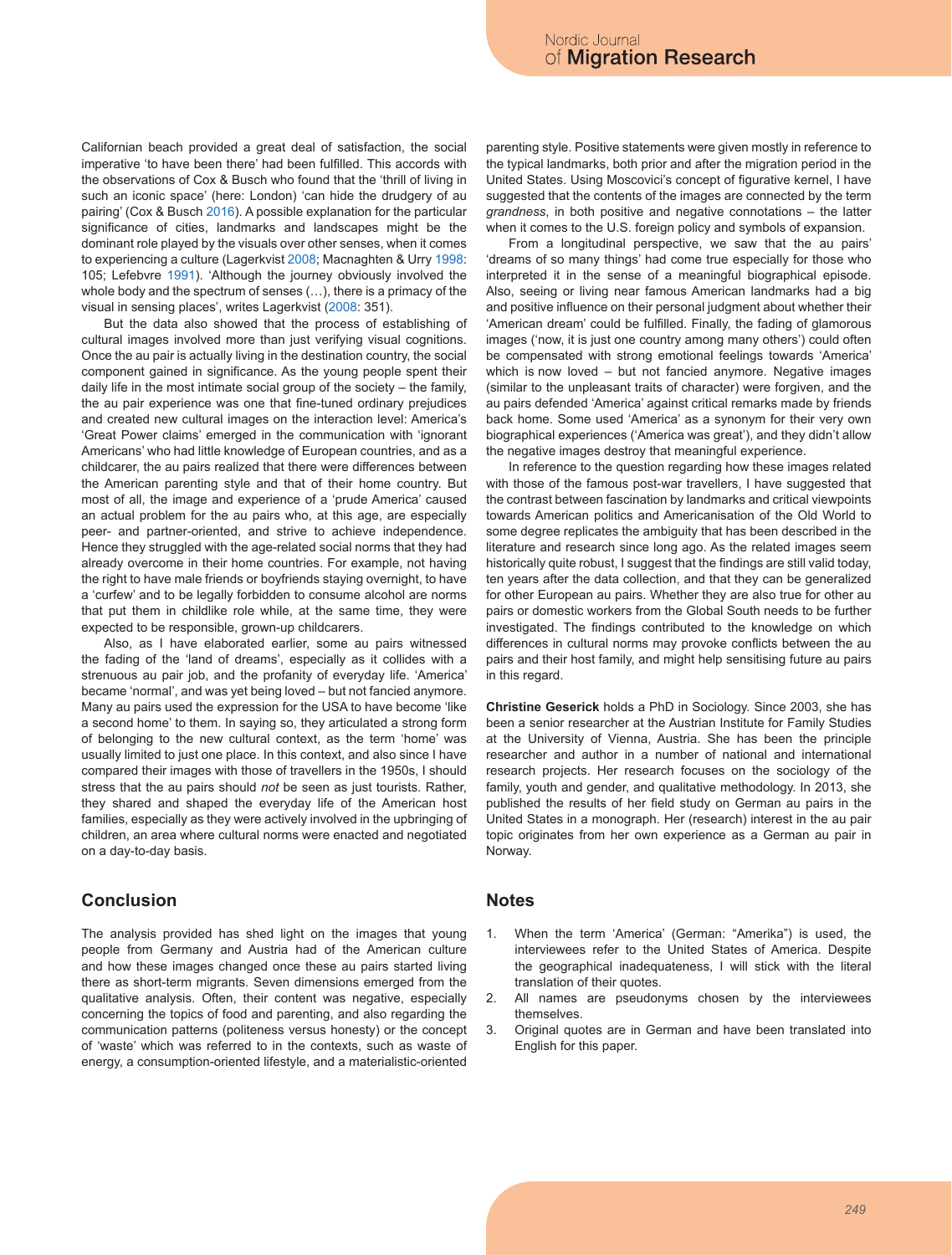Californian beach provided a great deal of satisfaction, the social imperative 'to have been there' had been fulfilled. This accords with the observations of Cox & Busch who found that the 'thrill of living in such an iconic space' (here: London) 'can hide the drudgery of au pairing' (Cox & Busch 2016). A possible explanation for the particular significance of cities, landmarks and landscapes might be the dominant role played by the visuals over other senses, when it comes to experiencing a culture (Lagerkvist 2008; Macnaghten & Urry 1998: 105; Lefebvre 1991). 'Although the journey obviously involved the whole body and the spectrum of senses (…), there is a primacy of the visual in sensing places', writes Lagerkvist (2008: 351).

But the data also showed that the process of establishing of cultural images involved more than just verifying visual cognitions. Once the au pair is actually living in the destination country, the social component gained in significance. As the young people spent their daily life in the most intimate social group of the society – the family, the au pair experience was one that fine-tuned ordinary prejudices and created new cultural images on the interaction level: America's 'Great Power claims' emerged in the communication with 'ignorant Americans' who had little knowledge of European countries, and as a childcarer, the au pairs realized that there were differences between the American parenting style and that of their home country. But most of all, the image and experience of a 'prude America' caused an actual problem for the au pairs who, at this age, are especially peer- and partner-oriented, and strive to achieve independence. Hence they struggled with the age-related social norms that they had already overcome in their home countries. For example, not having the right to have male friends or boyfriends staying overnight, to have a 'curfew' and to be legally forbidden to consume alcohol are norms that put them in childlike role while, at the same time, they were expected to be responsible, grown-up childcarers.

Also, as I have elaborated earlier, some au pairs witnessed the fading of the 'land of dreams', especially as it collides with a strenuous au pair job, and the profanity of everyday life. 'America' became 'normal', and was yet being loved – but not fancied anymore. Many au pairs used the expression for the USA to have become 'like a second home' to them. In saying so, they articulated a strong form of belonging to the new cultural context, as the term 'home' was usually limited to just one place. In this context, and also since I have compared their images with those of travellers in the 1950s, I should stress that the au pairs should *not* be seen as just tourists. Rather, they shared and shaped the everyday life of the American host families, especially as they were actively involved in the upbringing of children, an area where cultural norms were enacted and negotiated on a day-to-day basis.

## Conclusion

The analysis provided has shed light on the images that young people from Germany and Austria had of the American culture and how these images changed once these au pairs started living there as short-term migrants. Seven dimensions emerged from the qualitative analysis. Often, their content was negative, especially concerning the topics of food and parenting, and also regarding the communication patterns (politeness versus honesty) or the concept of 'waste' which was referred to in the contexts, such as waste of energy, a consumption-oriented lifestyle, and a materialistic-oriented parenting style. Positive statements were given mostly in reference to the typical landmarks, both prior and after the migration period in the United States. Using Moscovici's concept of figurative kernel, I have suggested that the contents of the images are connected by the term *grandness*, in both positive and negative connotations – the latter when it comes to the U.S. foreign policy and symbols of expansion.

From a longitudinal perspective, we saw that the au pairs' 'dreams of so many things' had come true especially for those who interpreted it in the sense of a meaningful biographical episode. Also, seeing or living near famous American landmarks had a big and positive influence on their personal judgment about whether their 'American dream' could be fulfilled. Finally, the fading of glamorous images ('now, it is just one country among many others') could often be compensated with strong emotional feelings towards 'America' which is now loved – but not fancied anymore. Negative images (similar to the unpleasant traits of character) were forgiven, and the au pairs defended 'America' against critical remarks made by friends back home. Some used 'America' as a synonym for their very own biographical experiences ('America was great'), and they didn't allow the negative images destroy that meaningful experience.

In reference to the question regarding how these images related with those of the famous post-war travellers, I have suggested that the contrast between fascination by landmarks and critical viewpoints towards American politics and Americanisation of the Old World to some degree replicates the ambiguity that has been described in the literature and research since long ago. As the related images seem historically quite robust, I suggest that the findings are still valid today, ten years after the data collection, and that they can be generalized for other European au pairs. Whether they are also true for other au pairs or domestic workers from the Global South needs to be further investigated. The findings contributed to the knowledge on which differences in cultural norms may provoke conflicts between the au pairs and their host family, and might help sensitising future au pairs in this regard.

**Christine Geserick** holds a PhD in Sociology. Since 2003, she has been a senior researcher at the Austrian Institute for Family Studies at the University of Vienna, Austria. She has been the principle researcher and author in a number of national and international research projects. Her research focuses on the sociology of the family, youth and gender, and qualitative methodology. In 2013, she published the results of her field study on German au pairs in the United States in a monograph. Her (research) interest in the au pair topic originates from her own experience as a German au pair in Norway.

## Notes

1. When the term 'America' (German: "Amerika") is used, the interviewees refer to the United States of America. Despite the geographical inadequateness, I will stick with the literal translation of their quotes.
2. All names are pseudonyms chosen by the interviewees themselves.
3. Original quotes are in German and have been translated into English for this paper.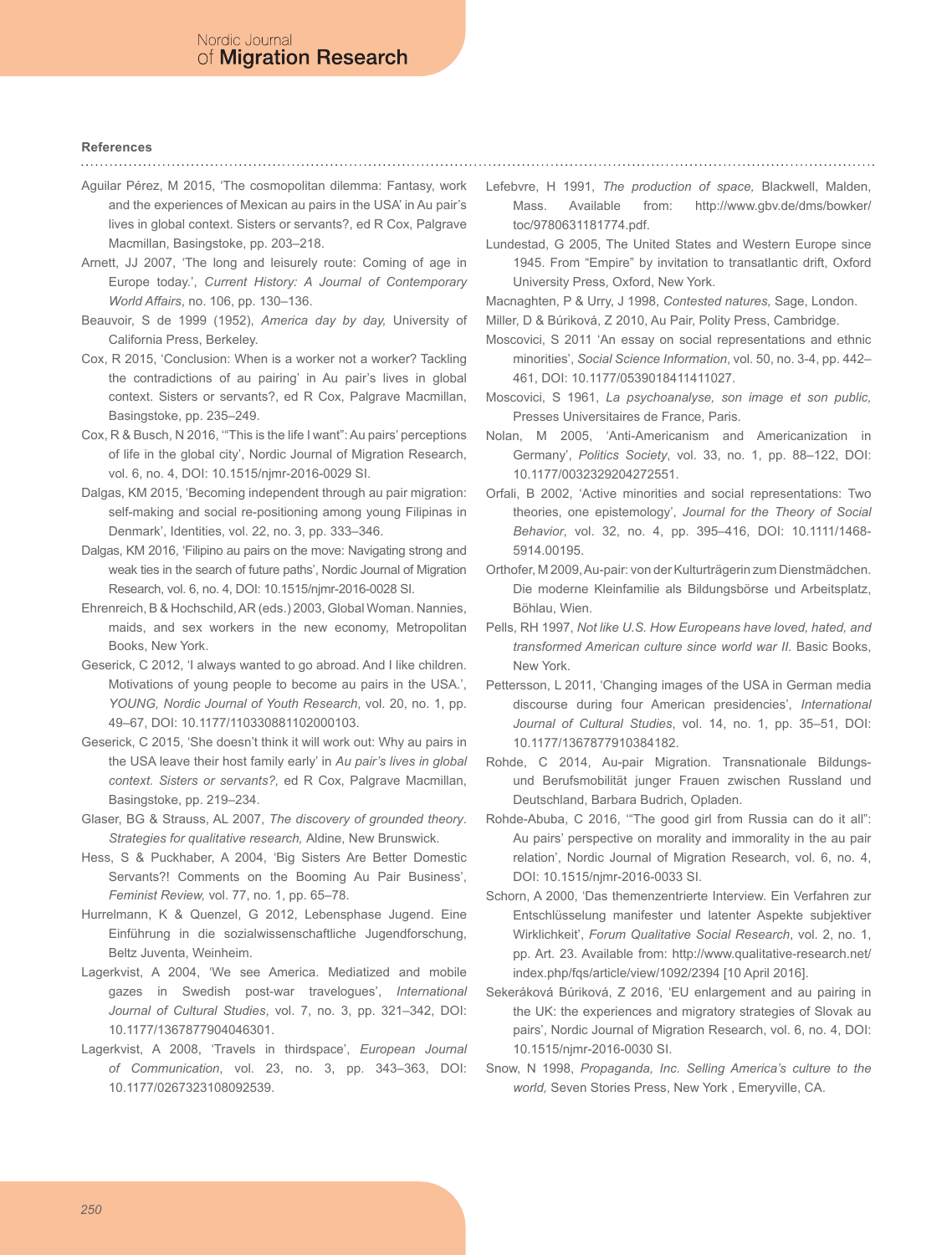#### References

Aguilar Pérez, M 2015, 'The cosmopolitan dilemma: Fantasy, work and the experiences of Mexican au pairs in the USA' in Au pair's lives in global context. Sisters or servants?, ed R Cox, Palgrave Macmillan, Basingstoke, pp. 203–218.

Arnett, JJ 2007, 'The long and leisurely route: Coming of age in Europe today.', *Current History: A Journal of Contemporary World Affairs*, no. 106, pp. 130–136.

Beauvoir, S de 1999 (1952), *America day by day,* University of California Press, Berkeley.

Cox, R 2015, 'Conclusion: When is a worker not a worker? Tackling the contradictions of au pairing' in Au pair's lives in global context. Sisters or servants?, ed R Cox, Palgrave Macmillan, Basingstoke, pp. 235–249.

Cox, R & Busch, N 2016, '"This is the life I want": Au pairs' perceptions of life in the global city', Nordic Journal of Migration Research, vol. 6, no. 4, DOI: 10.1515/njmr-2016-0029 SI.

Dalgas, KM 2015, 'Becoming independent through au pair migration: self-making and social re-positioning among young Filipinas in Denmark', Identities, vol. 22, no. 3, pp. 333–346.

Dalgas, KM 2016, 'Filipino au pairs on the move: Navigating strong and weak ties in the search of future paths', Nordic Journal of Migration Research, vol. 6, no. 4, DOI: 10.1515/njmr-2016-0028 SI.

Ehrenreich, B & Hochschild, AR (eds.) 2003, Global Woman. Nannies, maids, and sex workers in the new economy, Metropolitan Books, New York.

Geserick, C 2012, 'I always wanted to go abroad. And I like children. Motivations of young people to become au pairs in the USA.', *YOUNG, Nordic Journal of Youth Research*, vol. 20, no. 1, pp. 49–67, DOI: 10.1177/110330881102000103.

Geserick, C 2015, 'She doesn't think it will work out: Why au pairs in the USA leave their host family early' in *Au pair's lives in global context. Sisters or servants?,* ed R Cox, Palgrave Macmillan, Basingstoke, pp. 219–234.

Glaser, BG & Strauss, AL 2007, *The discovery of grounded theory. Strategies for qualitative research,* Aldine, New Brunswick.

Hess, S & Puckhaber, A 2004, 'Big Sisters Are Better Domestic Servants?! Comments on the Booming Au Pair Business', *Feminist Review,* vol. 77, no. 1, pp. 65–78.

Hurrelmann, K & Quenzel, G 2012, Lebensphase Jugend. Eine Einführung in die sozialwissenschaftliche Jugendforschung, Beltz Juventa, Weinheim.

Lagerkvist, A 2004, 'We see America. Mediatized and mobile gazes in Swedish post-war travelogues', *International Journal of Cultural Studies*, vol. 7, no. 3, pp. 321–342, DOI: 10.1177/1367877904046301.

Lagerkvist, A 2008, 'Travels in thirdspace', *European Journal of Communication*, vol. 23, no. 3, pp. 343–363, DOI: 10.1177/0267323108092539.

Lefebvre, H 1991, *The production of space,* Blackwell, Malden, Mass. Available from: http://www.gbv.de/dms/bowker/toc/9780631181774.pdf.

Lundestad, G 2005, The United States and Western Europe since 1945. From "Empire" by invitation to transatlantic drift, Oxford University Press, Oxford, New York.

Macnaghten, P & Urry, J 1998, *Contested natures,* Sage, London.

Miller, D & Búriková, Z 2010, Au Pair, Polity Press, Cambridge.

Moscovici, S 2011 'An essay on social representations and ethnic minorities', *Social Science Information*, vol. 50, no. 3-4, pp. 442–461, DOI: 10.1177/0539018411411027.

Moscovici, S 1961, *La psychoanalyse, son image et son public,* Presses Universitaires de France, Paris.

Nolan, M 2005, 'Anti-Americanism and Americanization in Germany', *Politics Society*, vol. 33, no. 1, pp. 88–122, DOI: 10.1177/0032329204272551.

Orfali, B 2002, 'Active minorities and social representations: Two theories, one epistemology', *Journal for the Theory of Social Behavior*, vol. 32, no. 4, pp. 395–416, DOI: 10.1111/1468-5914.00195.

Orthofer, M 2009, Au-pair: von der Kulturträgerin zum Dienstmädchen. Die moderne Kleinfamilie als Bildungsbörse und Arbeitsplatz, Böhlau, Wien.

Pells, RH 1997, *Not like U.S. How Europeans have loved, hated, and transformed American culture since world war II.* Basic Books, New York.

Pettersson, L 2011, 'Changing images of the USA in German media discourse during four American presidencies', *International Journal of Cultural Studies*, vol. 14, no. 1, pp. 35–51, DOI: 10.1177/1367877910384182.

Rohde, C 2014, Au-pair Migration. Transnationale Bildungs- und Berufsmobilität junger Frauen zwischen Russland und Deutschland, Barbara Budrich, Opladen.

Rohde-Abuba, C 2016, '"The good girl from Russia can do it all": Au pairs' perspective on morality and immorality in the au pair relation', Nordic Journal of Migration Research, vol. 6, no. 4, DOI: 10.1515/njmr-2016-0033 SI.

Schorn, A 2000, 'Das themenzentrierte Interview. Ein Verfahren zur Entschlüsselung manifester und latenter Aspekte subjektiver Wirklichkeit', *Forum Qualitative Social Research*, vol. 2, no. 1, pp. Art. 23. Available from: http://www.qualitative-research.net/index.php/fqs/article/view/1092/2394 [10 April 2016].

Sekeráková Búriková, Z 2016, 'EU enlargement and au pairing in the UK: the experiences and migratory strategies of Slovak au pairs', Nordic Journal of Migration Research, vol. 6, no. 4, DOI: 10.1515/njmr-2016-0030 SI.

Snow, N 1998, *Propaganda, Inc. Selling America's culture to the world,* Seven Stories Press, New York , Emeryville, CA.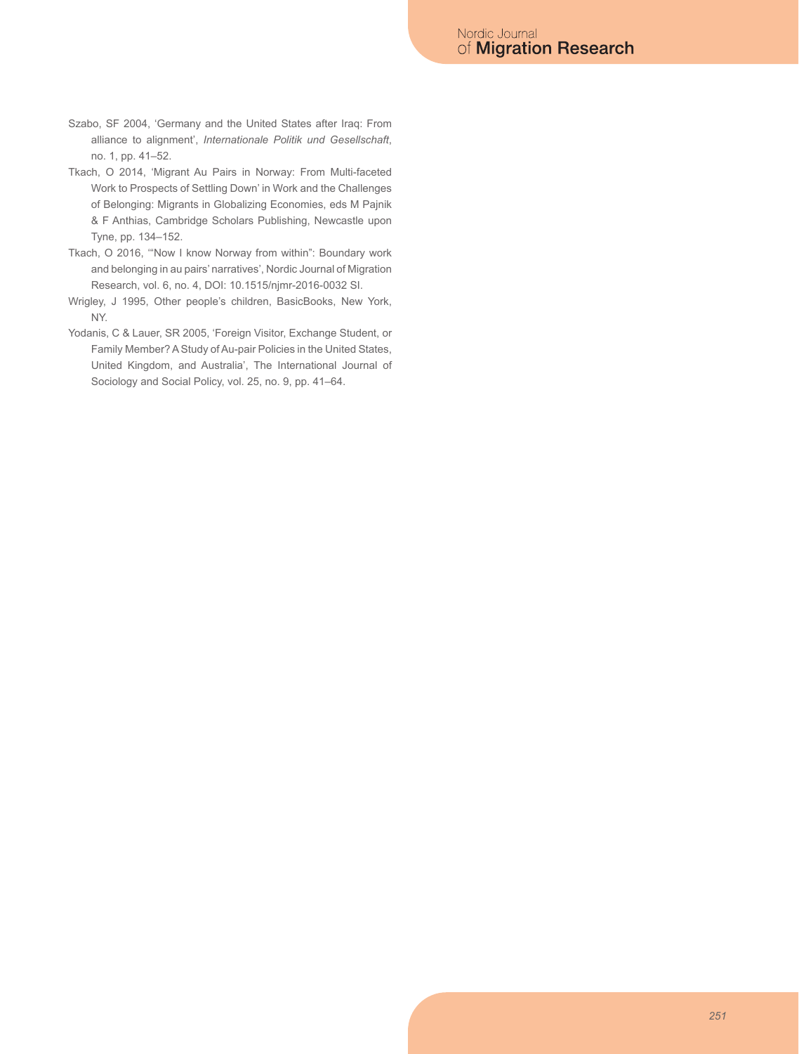Szabo, SF 2004, 'Germany and the United States after Iraq: From alliance to alignment', *Internationale Politik und Gesellschaft*, no. 1, pp. 41–52.

Tkach, O 2014, 'Migrant Au Pairs in Norway: From Multi-faceted Work to Prospects of Settling Down' in Work and the Challenges of Belonging: Migrants in Globalizing Economies, eds M Pajnik & F Anthias, Cambridge Scholars Publishing, Newcastle upon Tyne, pp. 134–152.

Tkach, O 2016, '"Now I know Norway from within": Boundary work and belonging in au pairs' narratives', Nordic Journal of Migration Research, vol. 6, no. 4, DOI: 10.1515/njmr-2016-0032 SI.

Wrigley, J 1995, Other people's children, BasicBooks, New York, NY.

Yodanis, C & Lauer, SR 2005, 'Foreign Visitor, Exchange Student, or Family Member? A Study of Au-pair Policies in the United States, United Kingdom, and Australia', The International Journal of Sociology and Social Policy, vol. 25, no. 9, pp. 41–64.